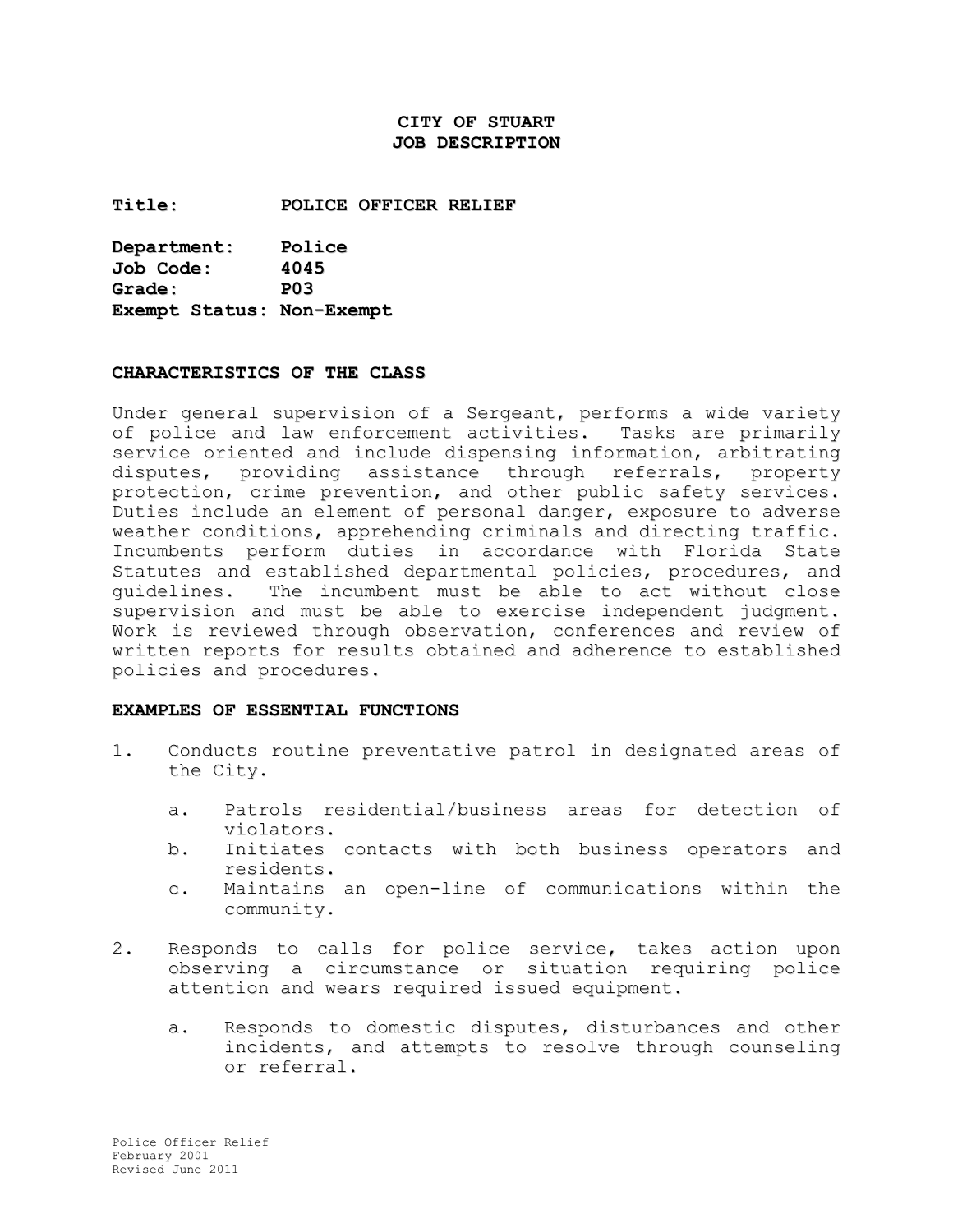# CITY OF STUART
# JOB DESCRIPTION

**Title:** **POLICE OFFICER RELIEF**

**Department:** **Police**
**Job Code:** **4045**
**Grade:** **P03**
**Exempt Status:** **Non-Exempt**

## CHARACTERISTICS OF THE CLASS

Under general supervision of a Sergeant, performs a wide variety of police and law enforcement activities. Tasks are primarily service oriented and include dispensing information, arbitrating disputes, providing assistance through referrals, property protection, crime prevention, and other public safety services. Duties include an element of personal danger, exposure to adverse weather conditions, apprehending criminals and directing traffic. Incumbents perform duties in accordance with Florida State Statutes and established departmental policies, procedures, and guidelines. The incumbent must be able to act without close supervision and must be able to exercise independent judgment. Work is reviewed through observation, conferences and review of written reports for results obtained and adherence to established policies and procedures.

## EXAMPLES OF ESSENTIAL FUNCTIONS

1. Conducts routine preventative patrol in designated areas of the City.

   a. Patrols residential/business areas for detection of violators.
   b. Initiates contacts with both business operators and residents.
   c. Maintains an open-line of communications within the community.

2. Responds to calls for police service, takes action upon observing a circumstance or situation requiring police attention and wears required issued equipment.

   a. Responds to domestic disputes, disturbances and other incidents, and attempts to resolve through counseling or referral.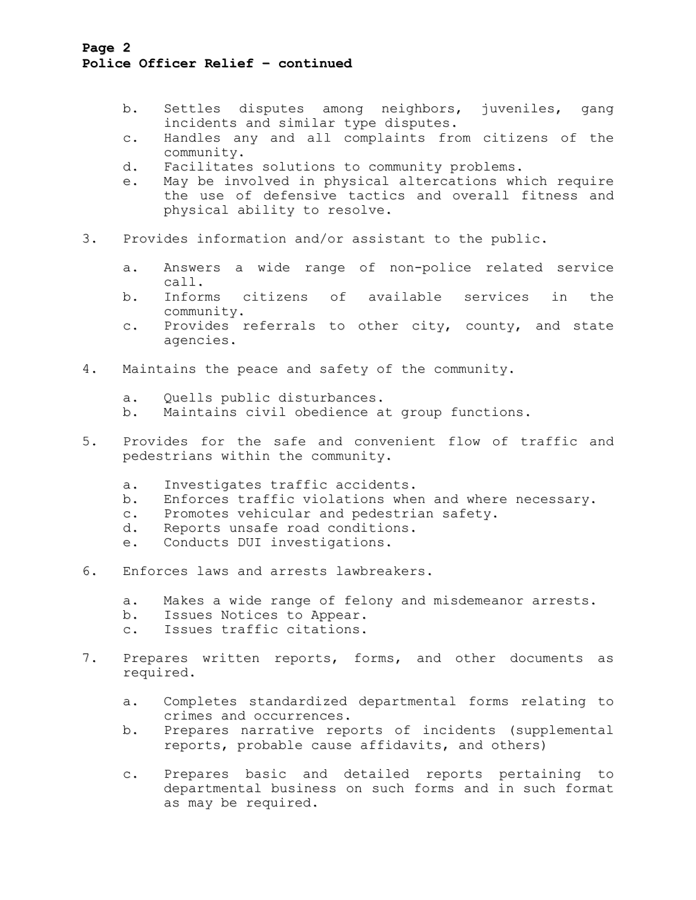b. Settles disputes among neighbors, juveniles, gang incidents and similar type disputes.
c. Handles any and all complaints from citizens of the community.
d. Facilitates solutions to community problems.
e. May be involved in physical altercations which require the use of defensive tactics and overall fitness and physical ability to resolve.

3. Provides information and/or assistant to the public.

    a. Answers a wide range of non-police related service call.
    b. Informs citizens of available services in the community.
    c. Provides referrals to other city, county, and state agencies.

4. Maintains the peace and safety of the community.

    a. Quells public disturbances.
    b. Maintains civil obedience at group functions.

5. Provides for the safe and convenient flow of traffic and pedestrians within the community.

    a. Investigates traffic accidents.
    b. Enforces traffic violations when and where necessary.
    c. Promotes vehicular and pedestrian safety.
    d. Reports unsafe road conditions.
    e. Conducts DUI investigations.

6. Enforces laws and arrests lawbreakers.

    a. Makes a wide range of felony and misdemeanor arrests.
    b. Issues Notices to Appear.
    c. Issues traffic citations.

7. Prepares written reports, forms, and other documents as required.

    a. Completes standardized departmental forms relating to crimes and occurrences.
    b. Prepares narrative reports of incidents (supplemental reports, probable cause affidavits, and others)
    c. Prepares basic and detailed reports pertaining to departmental business on such forms and in such format as may be required.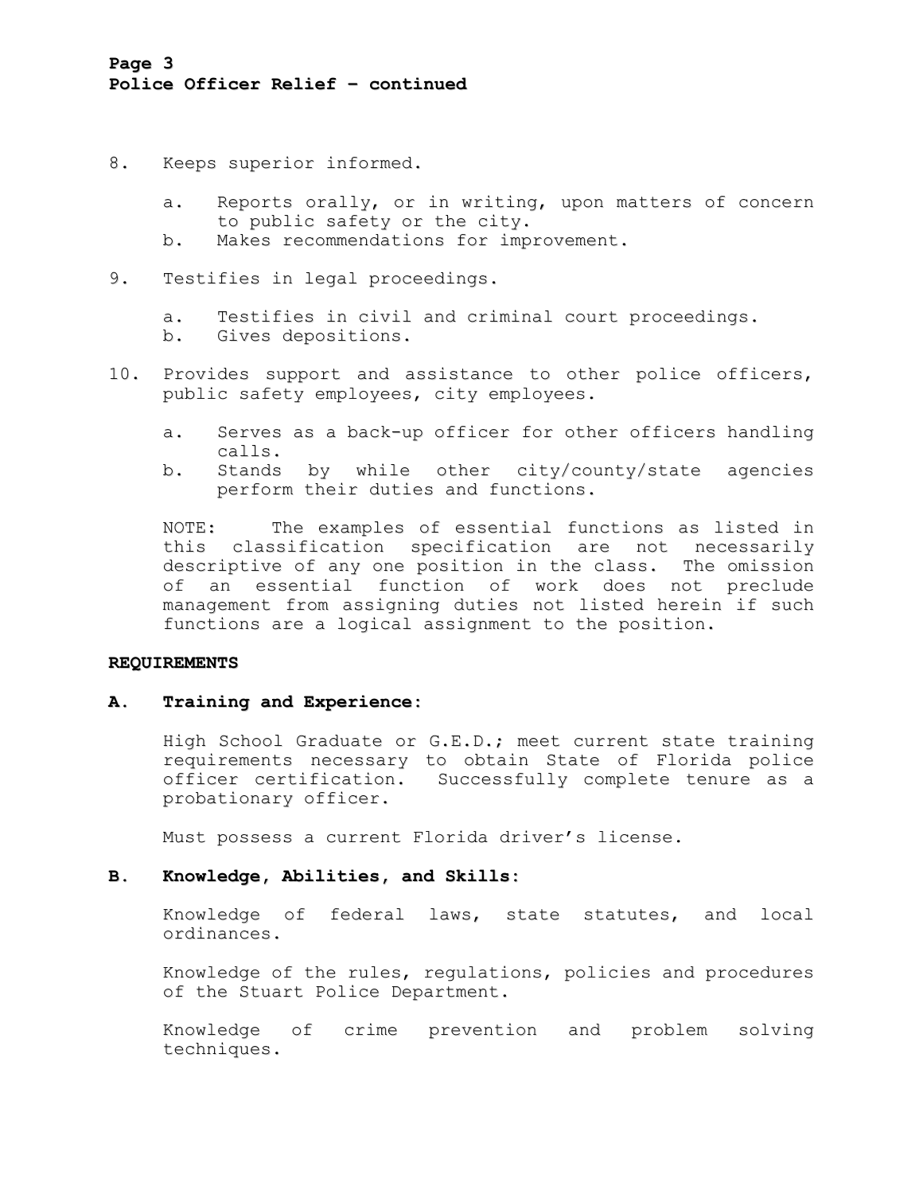8. Keeps superior informed.

    a. Reports orally, or in writing, upon matters of concern to public safety or the city.
    b. Makes recommendations for improvement.

9. Testifies in legal proceedings.

    a. Testifies in civil and criminal court proceedings.
    b. Gives depositions.

10. Provides support and assistance to other police officers, public safety employees, city employees.

    a. Serves as a back-up officer for other officers handling calls.
    b. Stands by while other city/county/state agencies perform their duties and functions.

    NOTE: The examples of essential functions as listed in this classification specification are not necessarily descriptive of any one position in the class. The omission of an essential function of work does not preclude management from assigning duties not listed herein if such functions are a logical assignment to the position.

## REQUIREMENTS

### A. Training and Experience:

High School Graduate or G.E.D.; meet current state training requirements necessary to obtain State of Florida police officer certification. Successfully complete tenure as a probationary officer.

Must possess a current Florida driver's license.

### B. Knowledge, Abilities, and Skills:

Knowledge of federal laws, state statutes, and local ordinances.

Knowledge of the rules, regulations, policies and procedures of the Stuart Police Department.

Knowledge of crime prevention and problem solving techniques.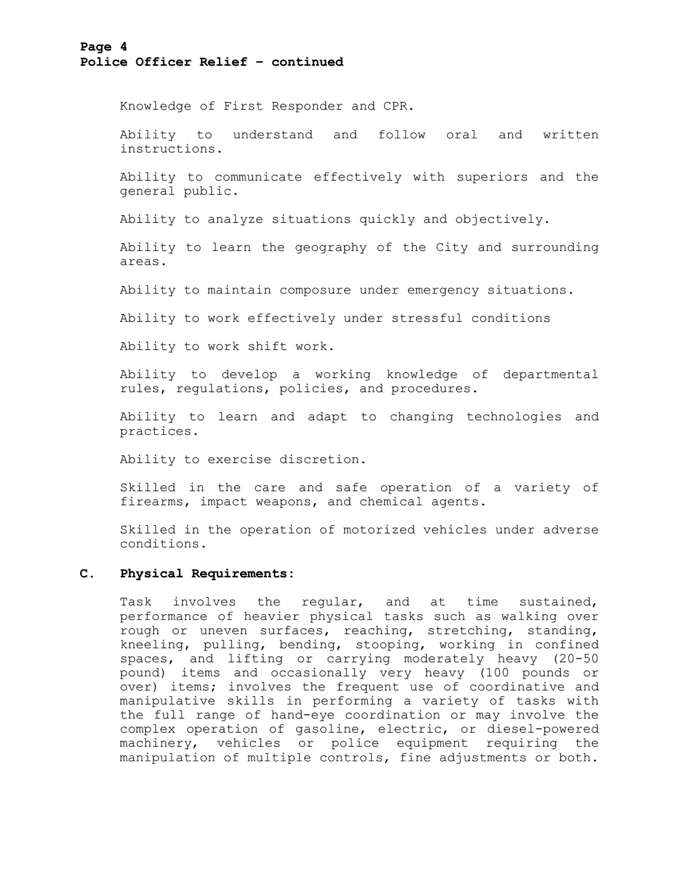Knowledge of First Responder and CPR.

Ability to understand and follow oral and written instructions.

Ability to communicate effectively with superiors and the general public.

Ability to analyze situations quickly and objectively.

Ability to learn the geography of the City and surrounding areas.

Ability to maintain composure under emergency situations.

Ability to work effectively under stressful conditions

Ability to work shift work.

Ability to develop a working knowledge of departmental rules, regulations, policies, and procedures.

Ability to learn and adapt to changing technologies and practices.

Ability to exercise discretion.

Skilled in the care and safe operation of a variety of firearms, impact weapons, and chemical agents.

Skilled in the operation of motorized vehicles under adverse conditions.

**C. Physical Requirements:**

Task involves the regular, and at time sustained, performance of heavier physical tasks such as walking over rough or uneven surfaces, reaching, stretching, standing, kneeling, pulling, bending, stooping, working in confined spaces, and lifting or carrying moderately heavy (20-50 pound) items and occasionally very heavy (100 pounds or over) items; involves the frequent use of coordinative and manipulative skills in performing a variety of tasks with the full range of hand-eye coordination or may involve the complex operation of gasoline, electric, or diesel-powered machinery, vehicles or police equipment requiring the manipulation of multiple controls, fine adjustments or both.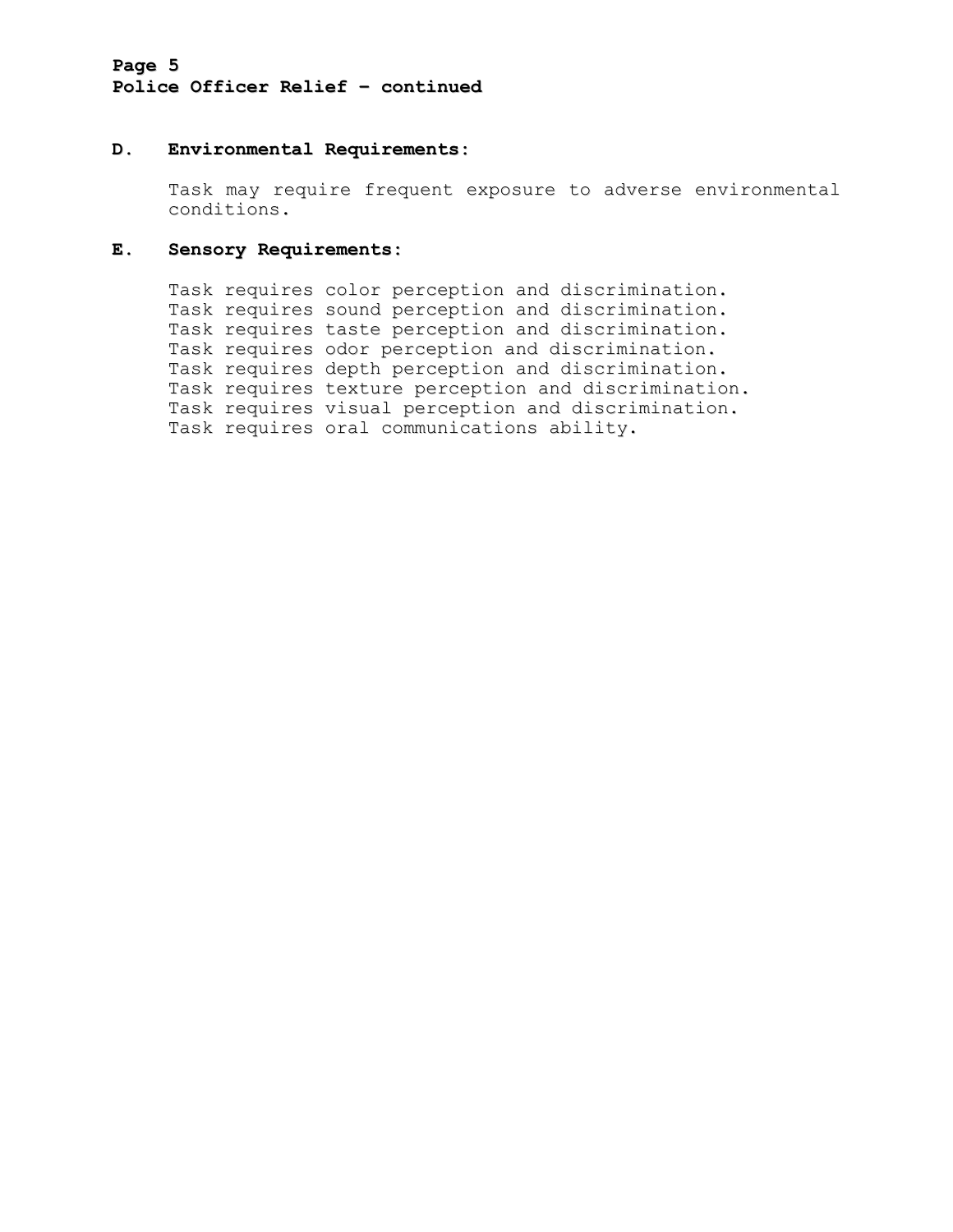## D. Environmental Requirements:

Task may require frequent exposure to adverse environmental conditions.

## E. Sensory Requirements:

Task requires color perception and discrimination.
Task requires sound perception and discrimination.
Task requires taste perception and discrimination.
Task requires odor perception and discrimination.
Task requires depth perception and discrimination.
Task requires texture perception and discrimination.
Task requires visual perception and discrimination.
Task requires oral communications ability.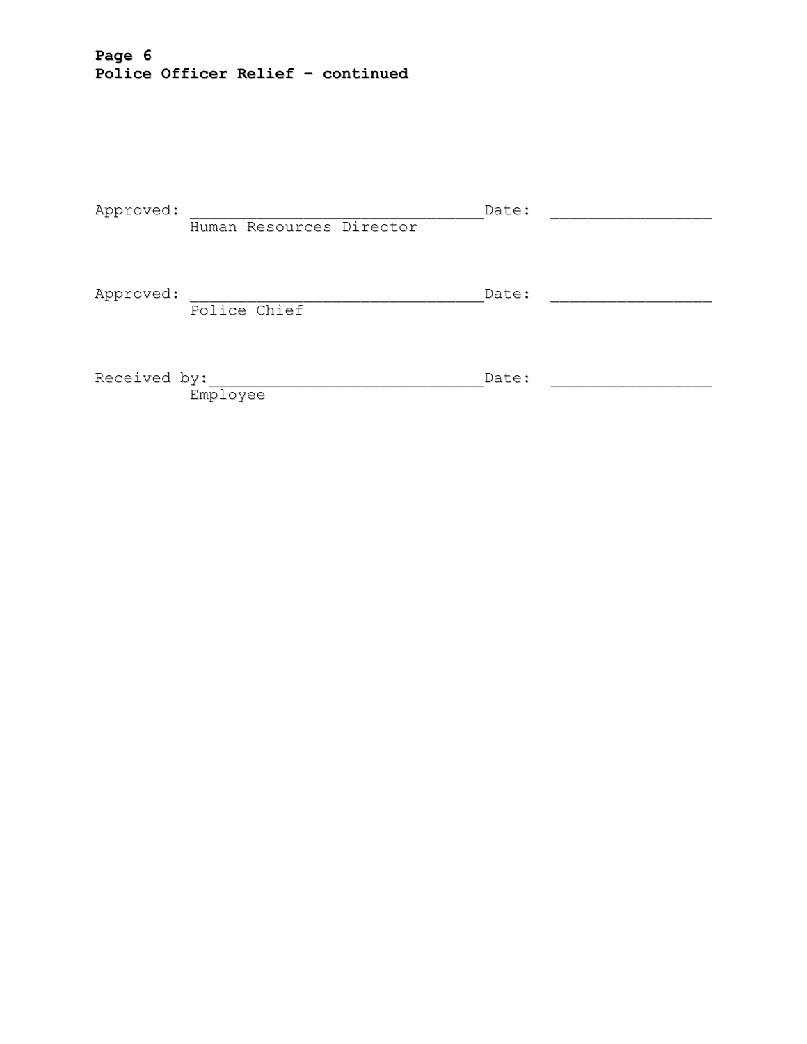Approved: ________________________________ Date: _________________
Human Resources Director

Approved: ________________________________ Date: _________________
Police Chief

Received by: _____________________________ Date: _________________
Employee